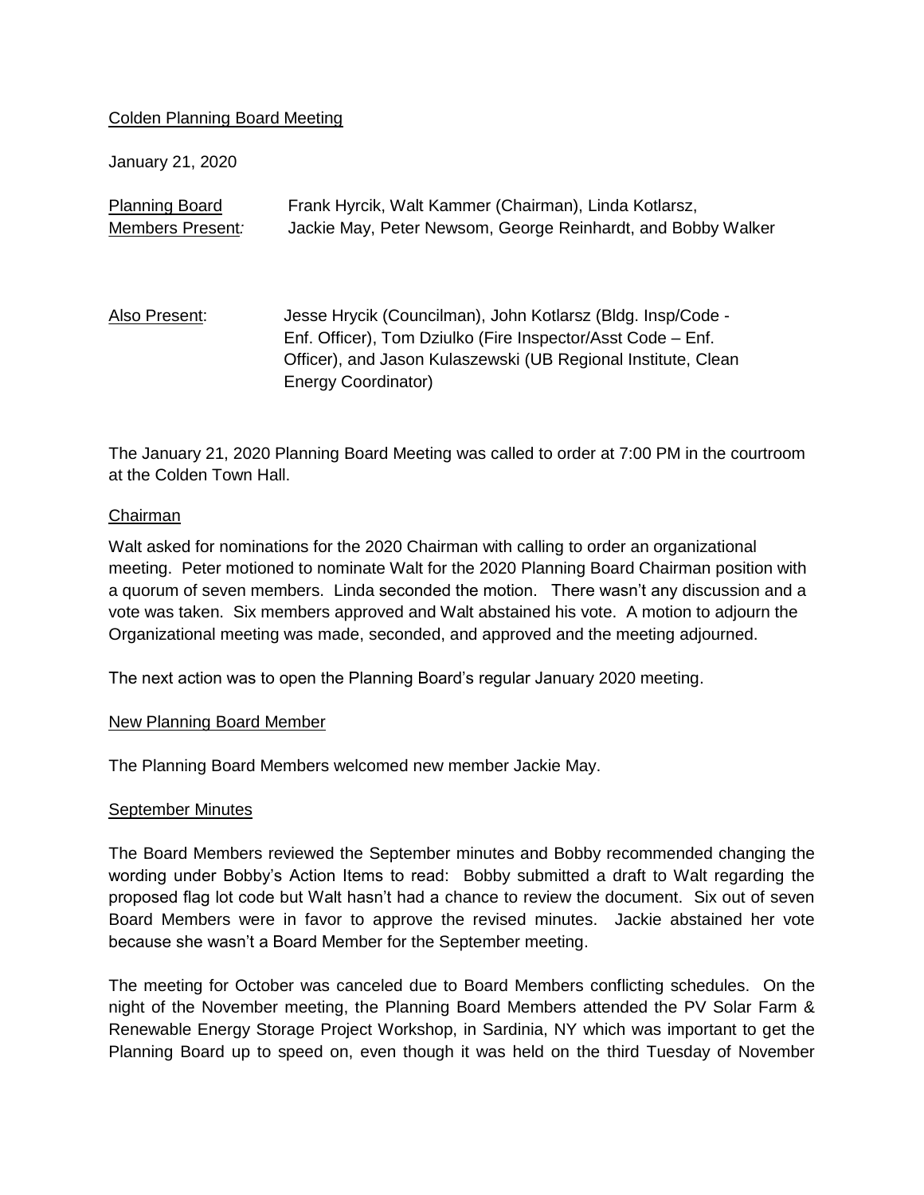Colden Planning Board Meeting

January 21, 2020

| Planning Board Members Present: | Frank Hyrcik, Walt Kammer (Chairman), Linda Kotlarsz, Jackie May, Peter Newsom, George Reinhardt, and Bobby Walker |
|---|---|
| Also Present: | Jesse Hrycik (Councilman), John Kotlarsz (Bldg. Insp/Code - Enf. Officer), Tom Dziulko (Fire Inspector/Asst Code – Enf. Officer), and Jason Kulaszewski (UB Regional Institute, Clean Energy Coordinator) |

The January 21, 2020 Planning Board Meeting was called to order at 7:00 PM in the courtroom at the Colden Town Hall.

## Chairman

Walt asked for nominations for the 2020 Chairman with calling to order an organizational meeting. Peter motioned to nominate Walt for the 2020 Planning Board Chairman position with a quorum of seven members. Linda seconded the motion. There wasn't any discussion and a vote was taken. Six members approved and Walt abstained his vote. A motion to adjourn the Organizational meeting was made, seconded, and approved and the meeting adjourned.

The next action was to open the Planning Board's regular January 2020 meeting.

## New Planning Board Member

The Planning Board Members welcomed new member Jackie May.

## September Minutes

The Board Members reviewed the September minutes and Bobby recommended changing the wording under Bobby's Action Items to read: Bobby submitted a draft to Walt regarding the proposed flag lot code but Walt hasn't had a chance to review the document. Six out of seven Board Members were in favor to approve the revised minutes. Jackie abstained her vote because she wasn't a Board Member for the September meeting.

The meeting for October was canceled due to Board Members conflicting schedules. On the night of the November meeting, the Planning Board Members attended the PV Solar Farm & Renewable Energy Storage Project Workshop, in Sardinia, NY which was important to get the Planning Board up to speed on, even though it was held on the third Tuesday of November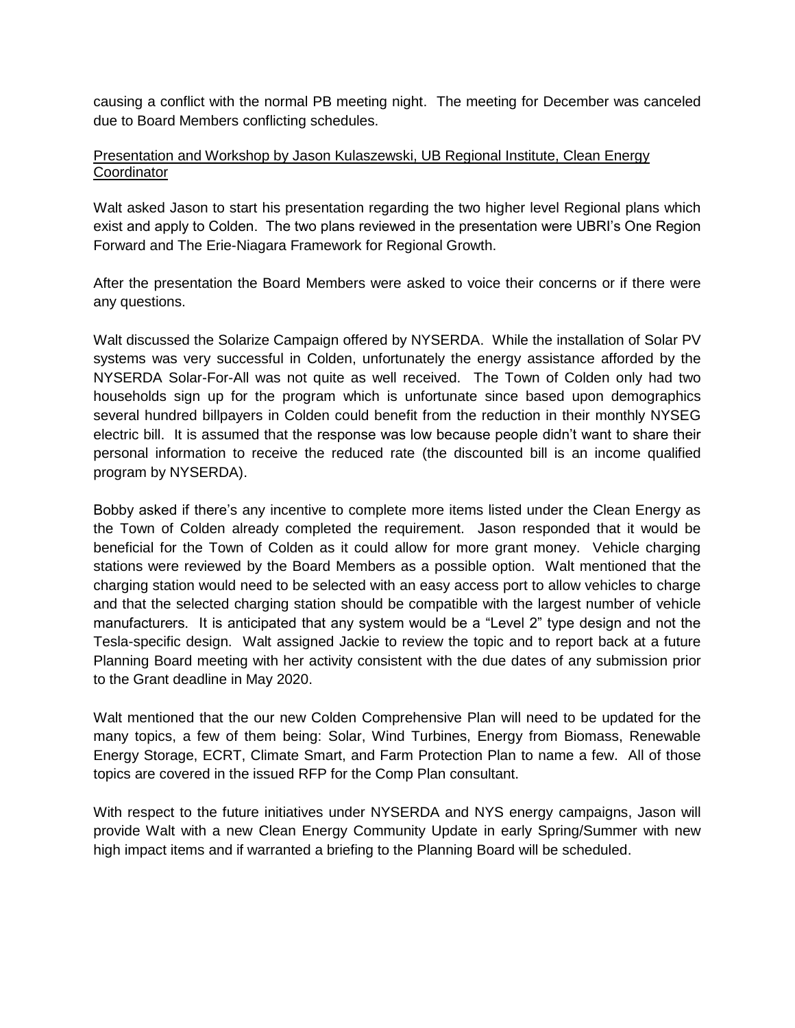causing a conflict with the normal PB meeting night. The meeting for December was canceled due to Board Members conflicting schedules.

<u>Presentation and Workshop by Jason Kulaszewski, UB Regional Institute, Clean Energy Coordinator</u>

Walt asked Jason to start his presentation regarding the two higher level Regional plans which exist and apply to Colden. The two plans reviewed in the presentation were UBRI's One Region Forward and The Erie-Niagara Framework for Regional Growth.

After the presentation the Board Members were asked to voice their concerns or if there were any questions.

Walt discussed the Solarize Campaign offered by NYSERDA. While the installation of Solar PV systems was very successful in Colden, unfortunately the energy assistance afforded by the NYSERDA Solar-For-All was not quite as well received. The Town of Colden only had two households sign up for the program which is unfortunate since based upon demographics several hundred billpayers in Colden could benefit from the reduction in their monthly NYSEG electric bill. It is assumed that the response was low because people didn't want to share their personal information to receive the reduced rate (the discounted bill is an income qualified program by NYSERDA).

Bobby asked if there's any incentive to complete more items listed under the Clean Energy as the Town of Colden already completed the requirement. Jason responded that it would be beneficial for the Town of Colden as it could allow for more grant money. Vehicle charging stations were reviewed by the Board Members as a possible option. Walt mentioned that the charging station would need to be selected with an easy access port to allow vehicles to charge and that the selected charging station should be compatible with the largest number of vehicle manufacturers. It is anticipated that any system would be a "Level 2" type design and not the Tesla-specific design. Walt assigned Jackie to review the topic and to report back at a future Planning Board meeting with her activity consistent with the due dates of any submission prior to the Grant deadline in May 2020.

Walt mentioned that the our new Colden Comprehensive Plan will need to be updated for the many topics, a few of them being: Solar, Wind Turbines, Energy from Biomass, Renewable Energy Storage, ECRT, Climate Smart, and Farm Protection Plan to name a few. All of those topics are covered in the issued RFP for the Comp Plan consultant.

With respect to the future initiatives under NYSERDA and NYS energy campaigns, Jason will provide Walt with a new Clean Energy Community Update in early Spring/Summer with new high impact items and if warranted a briefing to the Planning Board will be scheduled.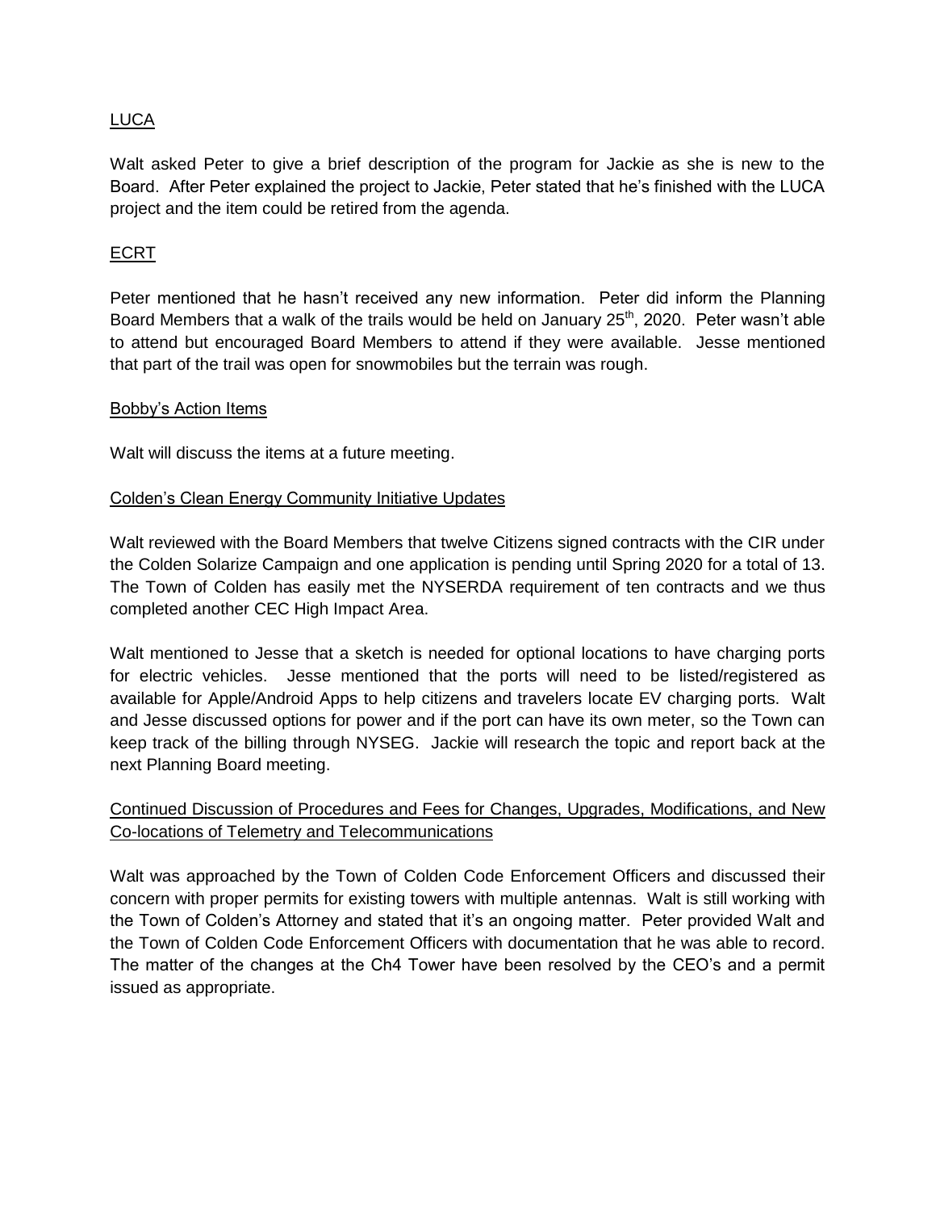LUCA

Walt asked Peter to give a brief description of the program for Jackie as she is new to the Board. After Peter explained the project to Jackie, Peter stated that he's finished with the LUCA project and the item could be retired from the agenda.

ECRT

Peter mentioned that he hasn't received any new information. Peter did inform the Planning Board Members that a walk of the trails would be held on January 25th, 2020. Peter wasn't able to attend but encouraged Board Members to attend if they were available. Jesse mentioned that part of the trail was open for snowmobiles but the terrain was rough.

Bobby's Action Items

Walt will discuss the items at a future meeting.

Colden's Clean Energy Community Initiative Updates

Walt reviewed with the Board Members that twelve Citizens signed contracts with the CIR under the Colden Solarize Campaign and one application is pending until Spring 2020 for a total of 13. The Town of Colden has easily met the NYSERDA requirement of ten contracts and we thus completed another CEC High Impact Area.

Walt mentioned to Jesse that a sketch is needed for optional locations to have charging ports for electric vehicles. Jesse mentioned that the ports will need to be listed/registered as available for Apple/Android Apps to help citizens and travelers locate EV charging ports. Walt and Jesse discussed options for power and if the port can have its own meter, so the Town can keep track of the billing through NYSEG. Jackie will research the topic and report back at the next Planning Board meeting.

Continued Discussion of Procedures and Fees for Changes, Upgrades, Modifications, and New Co-locations of Telemetry and Telecommunications

Walt was approached by the Town of Colden Code Enforcement Officers and discussed their concern with proper permits for existing towers with multiple antennas. Walt is still working with the Town of Colden's Attorney and stated that it's an ongoing matter. Peter provided Walt and the Town of Colden Code Enforcement Officers with documentation that he was able to record. The matter of the changes at the Ch4 Tower have been resolved by the CEO's and a permit issued as appropriate.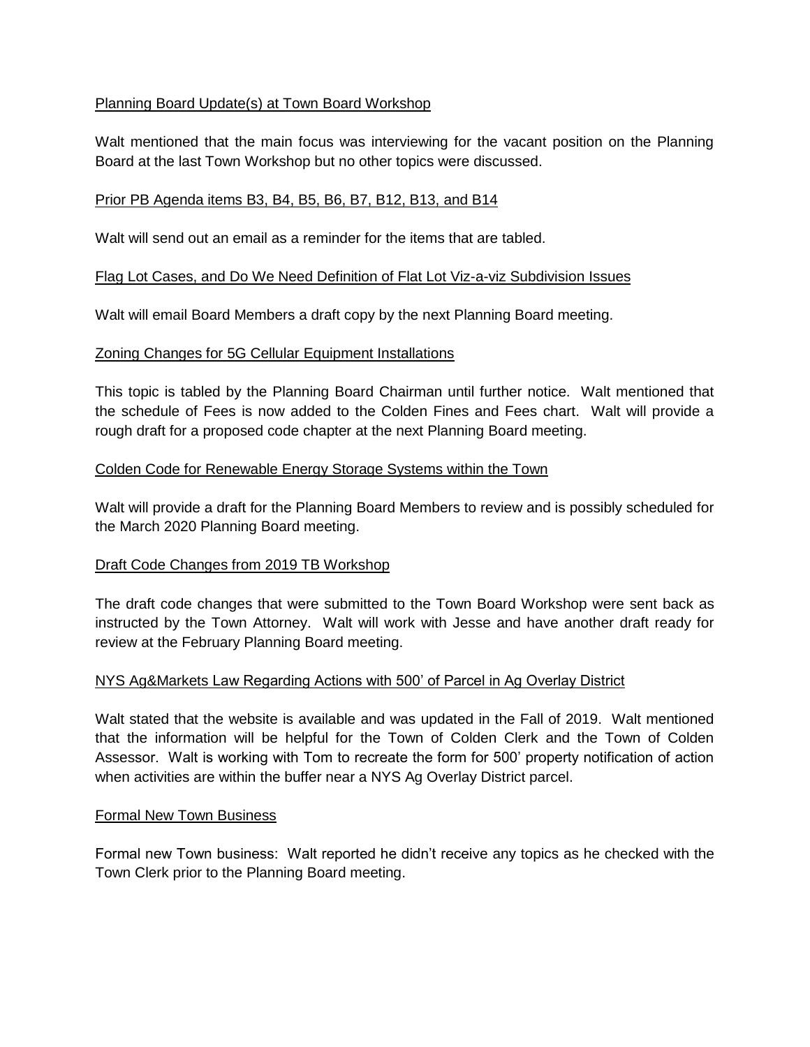Planning Board Update(s) at Town Board Workshop

Walt mentioned that the main focus was interviewing for the vacant position on the Planning Board at the last Town Workshop but no other topics were discussed.

Prior PB Agenda items B3, B4, B5, B6, B7, B12, B13, and B14

Walt will send out an email as a reminder for the items that are tabled.

Flag Lot Cases, and Do We Need Definition of Flat Lot Viz-a-viz Subdivision Issues

Walt will email Board Members a draft copy by the next Planning Board meeting.

Zoning Changes for 5G Cellular Equipment Installations

This topic is tabled by the Planning Board Chairman until further notice. Walt mentioned that the schedule of Fees is now added to the Colden Fines and Fees chart. Walt will provide a rough draft for a proposed code chapter at the next Planning Board meeting.

Colden Code for Renewable Energy Storage Systems within the Town

Walt will provide a draft for the Planning Board Members to review and is possibly scheduled for the March 2020 Planning Board meeting.

Draft Code Changes from 2019 TB Workshop

The draft code changes that were submitted to the Town Board Workshop were sent back as instructed by the Town Attorney. Walt will work with Jesse and have another draft ready for review at the February Planning Board meeting.

NYS Ag&Markets Law Regarding Actions with 500' of Parcel in Ag Overlay District

Walt stated that the website is available and was updated in the Fall of 2019. Walt mentioned that the information will be helpful for the Town of Colden Clerk and the Town of Colden Assessor. Walt is working with Tom to recreate the form for 500' property notification of action when activities are within the buffer near a NYS Ag Overlay District parcel.

Formal New Town Business

Formal new Town business: Walt reported he didn't receive any topics as he checked with the Town Clerk prior to the Planning Board meeting.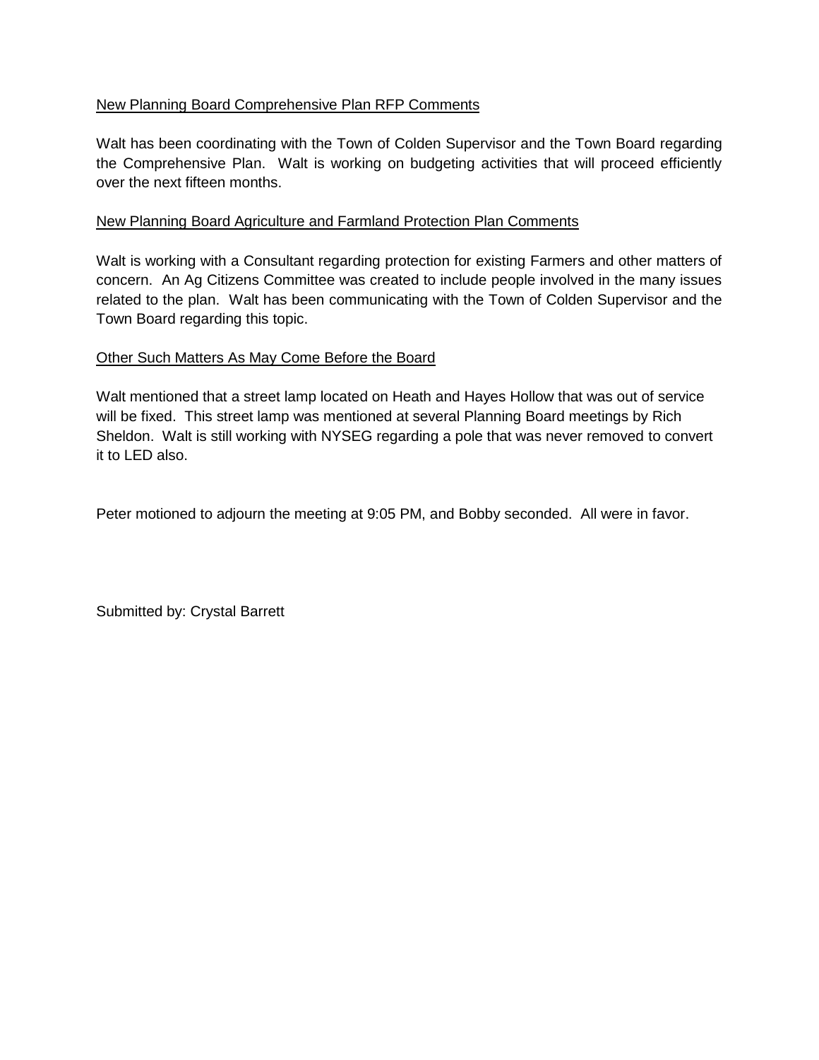<u>New Planning Board Comprehensive Plan RFP Comments</u>

Walt has been coordinating with the Town of Colden Supervisor and the Town Board regarding the Comprehensive Plan. Walt is working on budgeting activities that will proceed efficiently over the next fifteen months.

<u>New Planning Board Agriculture and Farmland Protection Plan Comments</u>

Walt is working with a Consultant regarding protection for existing Farmers and other matters of concern. An Ag Citizens Committee was created to include people involved in the many issues related to the plan. Walt has been communicating with the Town of Colden Supervisor and the Town Board regarding this topic.

<u>Other Such Matters As May Come Before the Board</u>

Walt mentioned that a street lamp located on Heath and Hayes Hollow that was out of service will be fixed. This street lamp was mentioned at several Planning Board meetings by Rich Sheldon. Walt is still working with NYSEG regarding a pole that was never removed to convert it to LED also.

Peter motioned to adjourn the meeting at 9:05 PM, and Bobby seconded. All were in favor.

Submitted by: Crystal Barrett